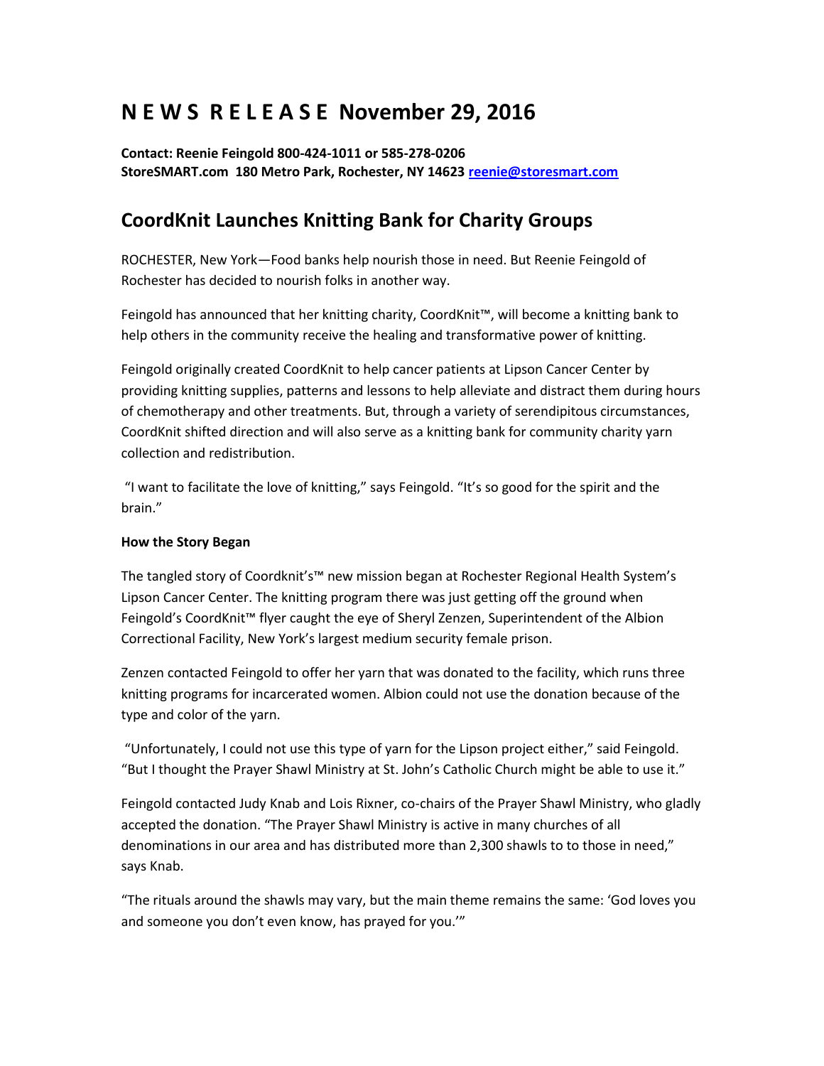# N E W S R E L E A S E November 29, 2016

**Contact: Reenie Feingold 800-424-1011 or 585-278-0206**
**StoreSMART.com 180 Metro Park, Rochester, NY 14623 reenie@storesmart.com**

## CoordKnit Launches Knitting Bank for Charity Groups

ROCHESTER, New York—Food banks help nourish those in need. But Reenie Feingold of Rochester has decided to nourish folks in another way.

Feingold has announced that her knitting charity, CoordKnit™, will become a knitting bank to help others in the community receive the healing and transformative power of knitting.

Feingold originally created CoordKnit to help cancer patients at Lipson Cancer Center by providing knitting supplies, patterns and lessons to help alleviate and distract them during hours of chemotherapy and other treatments. But, through a variety of serendipitous circumstances, CoordKnit shifted direction and will also serve as a knitting bank for community charity yarn collection and redistribution.

"I want to facilitate the love of knitting," says Feingold. "It's so good for the spirit and the brain."

**How the Story Began**

The tangled story of Coordknit's™ new mission began at Rochester Regional Health System's Lipson Cancer Center. The knitting program there was just getting off the ground when Feingold's CoordKnit™ flyer caught the eye of Sheryl Zenzen, Superintendent of the Albion Correctional Facility, New York's largest medium security female prison.

Zenzen contacted Feingold to offer her yarn that was donated to the facility, which runs three knitting programs for incarcerated women. Albion could not use the donation because of the type and color of the yarn.

"Unfortunately, I could not use this type of yarn for the Lipson project either," said Feingold. "But I thought the Prayer Shawl Ministry at St. John's Catholic Church might be able to use it."

Feingold contacted Judy Knab and Lois Rixner, co-chairs of the Prayer Shawl Ministry, who gladly accepted the donation. "The Prayer Shawl Ministry is active in many churches of all denominations in our area and has distributed more than 2,300 shawls to to those in need," says Knab.

"The rituals around the shawls may vary, but the main theme remains the same: 'God loves you and someone you don't even know, has prayed for you.'"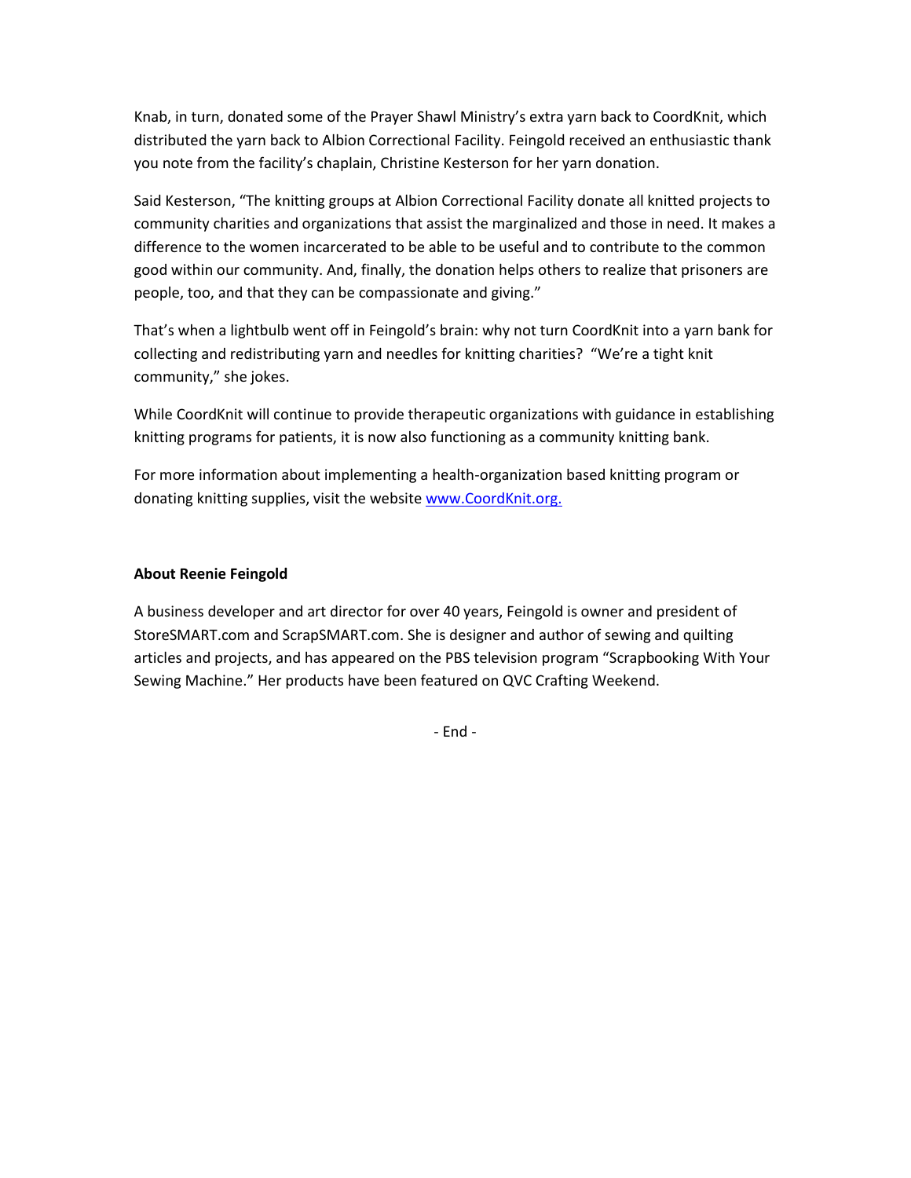Knab, in turn, donated some of the Prayer Shawl Ministry's extra yarn back to CoordKnit, which distributed the yarn back to Albion Correctional Facility. Feingold received an enthusiastic thank you note from the facility's chaplain, Christine Kesterson for her yarn donation.

Said Kesterson, "The knitting groups at Albion Correctional Facility donate all knitted projects to community charities and organizations that assist the marginalized and those in need. It makes a difference to the women incarcerated to be able to be useful and to contribute to the common good within our community. And, finally, the donation helps others to realize that prisoners are people, too, and that they can be compassionate and giving."

That's when a lightbulb went off in Feingold's brain: why not turn CoordKnit into a yarn bank for collecting and redistributing yarn and needles for knitting charities? "We're a tight knit community," she jokes.

While CoordKnit will continue to provide therapeutic organizations with guidance in establishing knitting programs for patients, it is now also functioning as a community knitting bank.

For more information about implementing a health-organization based knitting program or donating knitting supplies, visit the website [www.CoordKnit.org.](http://www.CoordKnit.org)

**About Reenie Feingold**

A business developer and art director for over 40 years, Feingold is owner and president of StoreSMART.com and ScrapSMART.com. She is designer and author of sewing and quilting articles and projects, and has appeared on the PBS television program "Scrapbooking With Your Sewing Machine." Her products have been featured on QVC Crafting Weekend.

- End -